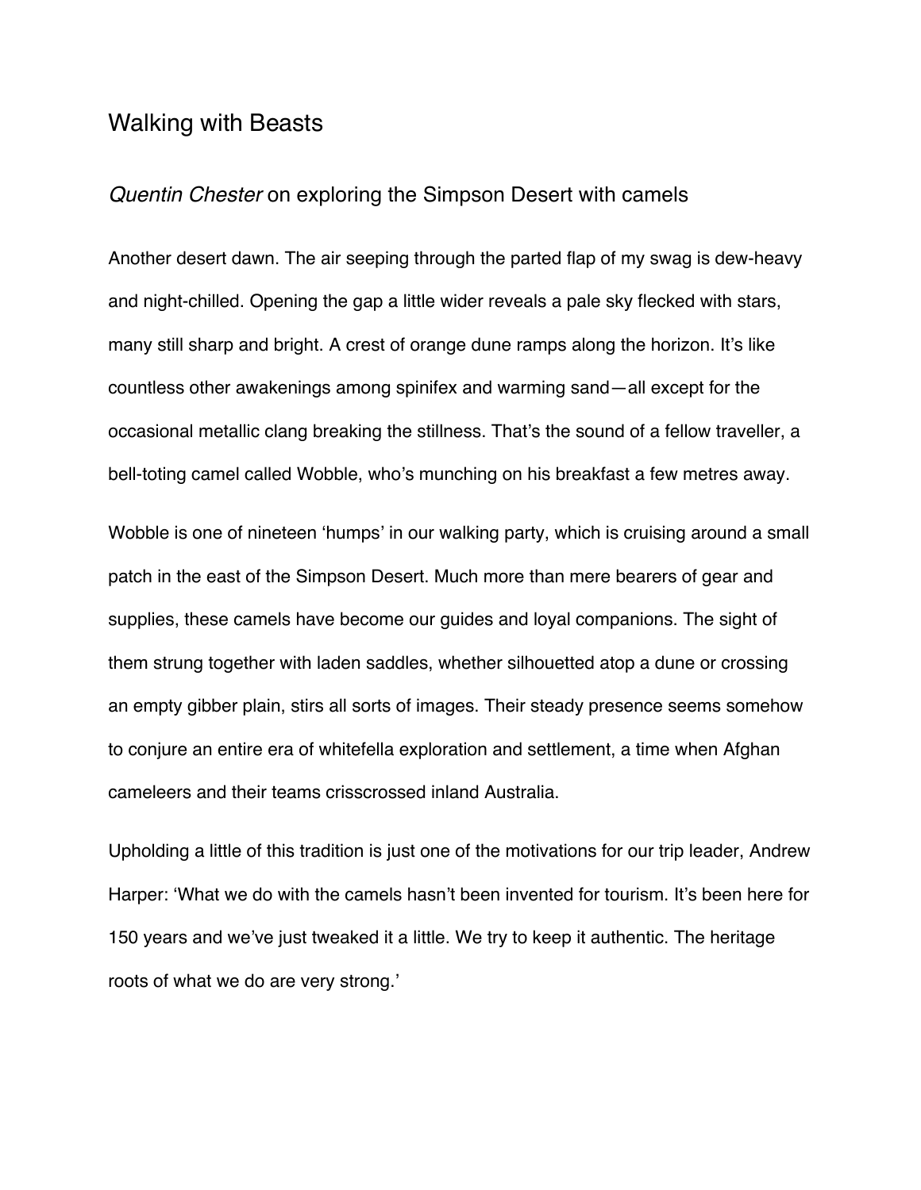# Walking with Beasts

## *Quentin Chester* on exploring the Simpson Desert with camels

Another desert dawn. The air seeping through the parted flap of my swag is dew-heavy and night-chilled. Opening the gap a little wider reveals a pale sky flecked with stars, many still sharp and bright. A crest of orange dune ramps along the horizon. It's like countless other awakenings among spinifex and warming sand—all except for the occasional metallic clang breaking the stillness. That's the sound of a fellow traveller, a bell-toting camel called Wobble, who's munching on his breakfast a few metres away.

Wobble is one of nineteen 'humps' in our walking party, which is cruising around a small patch in the east of the Simpson Desert. Much more than mere bearers of gear and supplies, these camels have become our guides and loyal companions. The sight of them strung together with laden saddles, whether silhouetted atop a dune or crossing an empty gibber plain, stirs all sorts of images. Their steady presence seems somehow to conjure an entire era of whitefella exploration and settlement, a time when Afghan cameleers and their teams crisscrossed inland Australia.

Upholding a little of this tradition is just one of the motivations for our trip leader, Andrew Harper: 'What we do with the camels hasn't been invented for tourism. It's been here for 150 years and we've just tweaked it a little. We try to keep it authentic. The heritage roots of what we do are very strong.'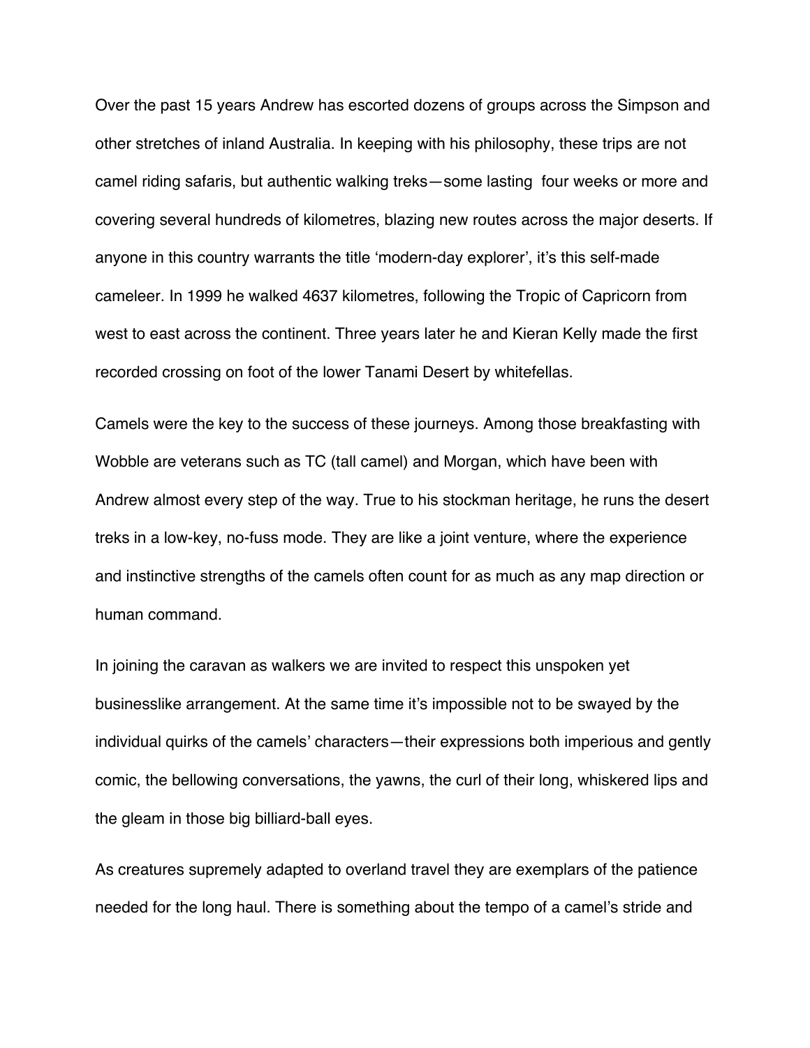Over the past 15 years Andrew has escorted dozens of groups across the Simpson and other stretches of inland Australia. In keeping with his philosophy, these trips are not camel riding safaris, but authentic walking treks—some lasting four weeks or more and covering several hundreds of kilometres, blazing new routes across the major deserts. If anyone in this country warrants the title 'modern-day explorer', it's this self-made cameleer. In 1999 he walked 4637 kilometres, following the Tropic of Capricorn from west to east across the continent. Three years later he and Kieran Kelly made the first recorded crossing on foot of the lower Tanami Desert by whitefellas.

Camels were the key to the success of these journeys. Among those breakfasting with Wobble are veterans such as TC (tall camel) and Morgan, which have been with Andrew almost every step of the way. True to his stockman heritage, he runs the desert treks in a low-key, no-fuss mode. They are like a joint venture, where the experience and instinctive strengths of the camels often count for as much as any map direction or human command.

In joining the caravan as walkers we are invited to respect this unspoken yet businesslike arrangement. At the same time it's impossible not to be swayed by the individual quirks of the camels' characters—their expressions both imperious and gently comic, the bellowing conversations, the yawns, the curl of their long, whiskered lips and the gleam in those big billiard-ball eyes.

As creatures supremely adapted to overland travel they are exemplars of the patience needed for the long haul. There is something about the tempo of a camel's stride and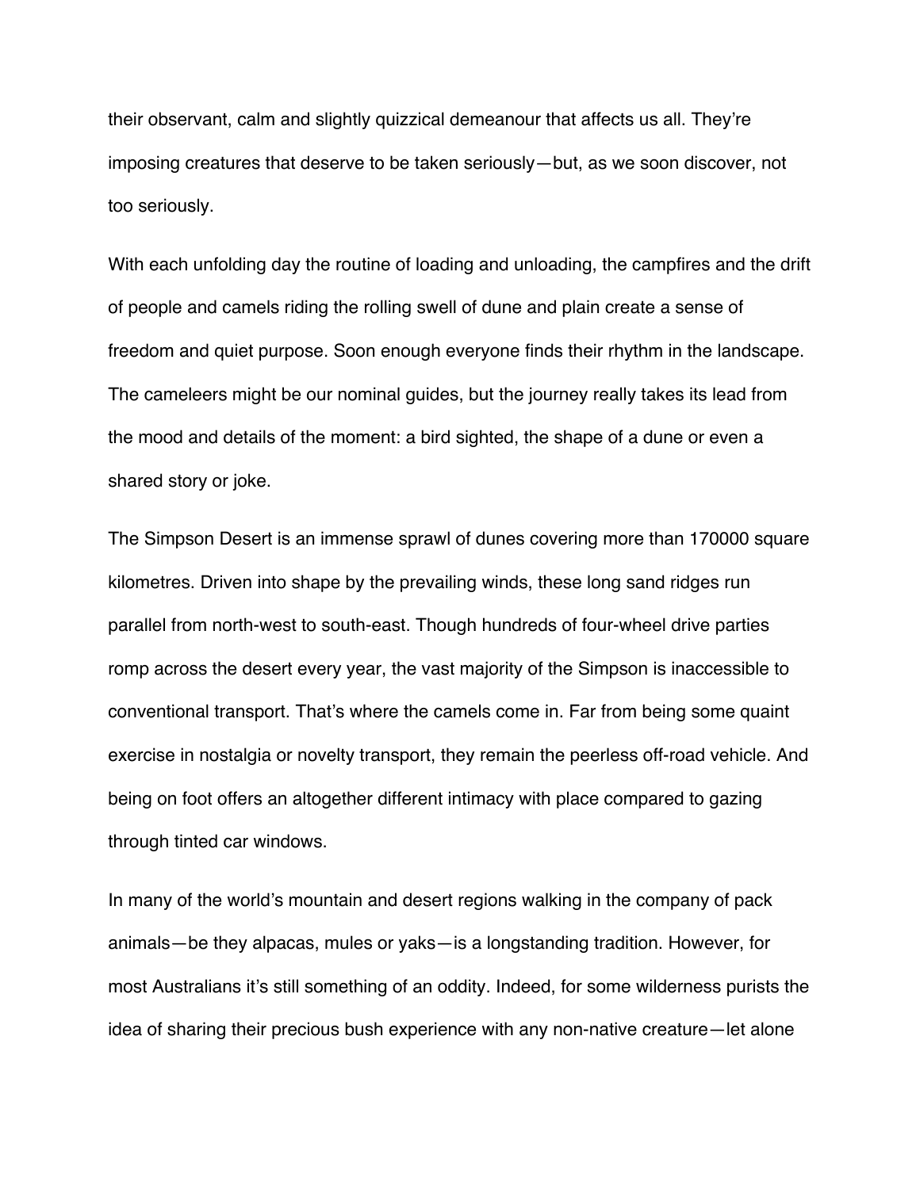their observant, calm and slightly quizzical demeanour that affects us all. They're imposing creatures that deserve to be taken seriously—but, as we soon discover, not too seriously.

With each unfolding day the routine of loading and unloading, the campfires and the drift of people and camels riding the rolling swell of dune and plain create a sense of freedom and quiet purpose. Soon enough everyone finds their rhythm in the landscape. The cameleers might be our nominal guides, but the journey really takes its lead from the mood and details of the moment: a bird sighted, the shape of a dune or even a shared story or joke.

The Simpson Desert is an immense sprawl of dunes covering more than 170000 square kilometres. Driven into shape by the prevailing winds, these long sand ridges run parallel from north-west to south-east. Though hundreds of four-wheel drive parties romp across the desert every year, the vast majority of the Simpson is inaccessible to conventional transport. That's where the camels come in. Far from being some quaint exercise in nostalgia or novelty transport, they remain the peerless off-road vehicle. And being on foot offers an altogether different intimacy with place compared to gazing through tinted car windows.

In many of the world's mountain and desert regions walking in the company of pack animals—be they alpacas, mules or yaks—is a longstanding tradition. However, for most Australians it's still something of an oddity. Indeed, for some wilderness purists the idea of sharing their precious bush experience with any non-native creature—let alone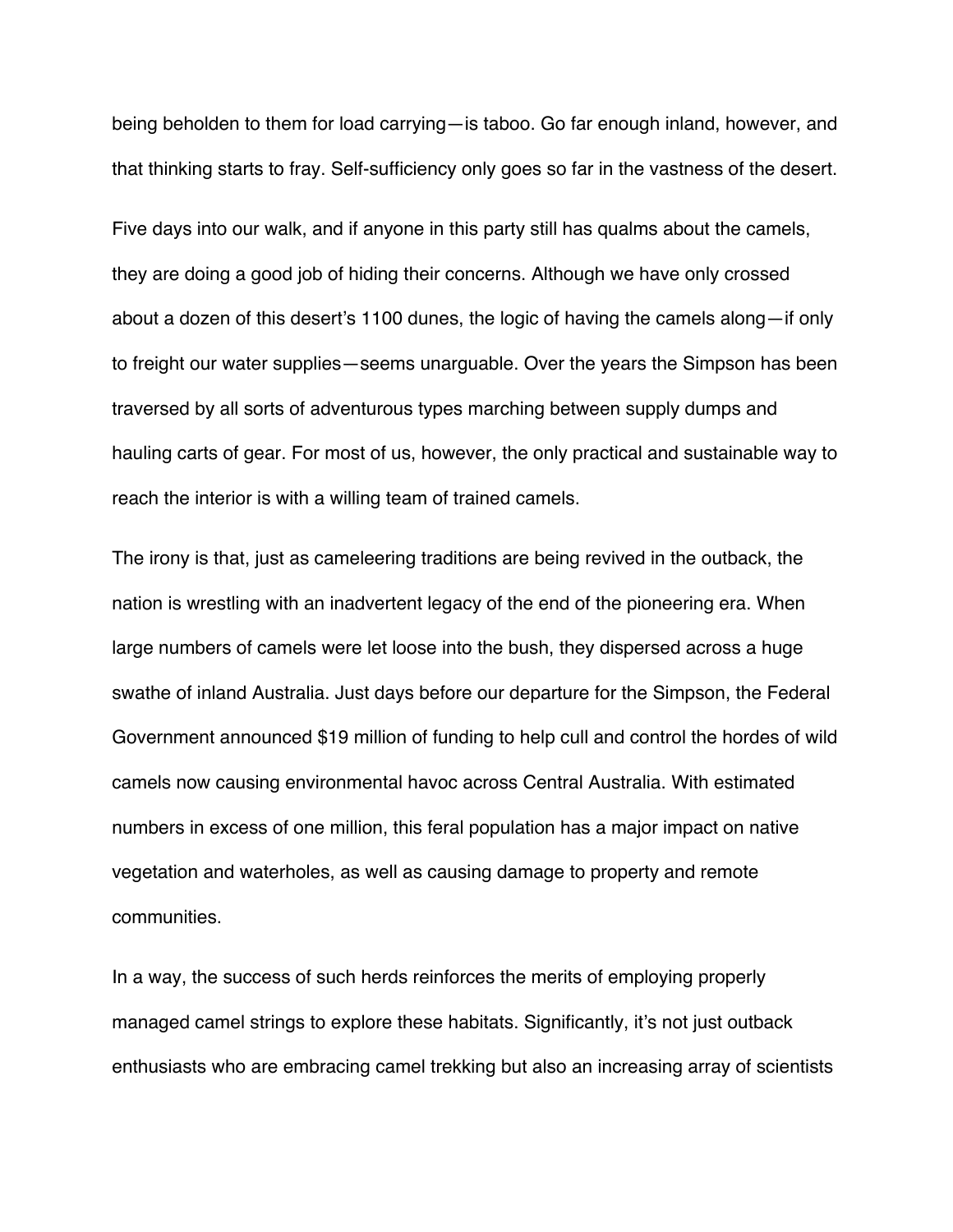being beholden to them for load carrying—is taboo. Go far enough inland, however, and that thinking starts to fray. Self-sufficiency only goes so far in the vastness of the desert.

Five days into our walk, and if anyone in this party still has qualms about the camels, they are doing a good job of hiding their concerns. Although we have only crossed about a dozen of this desert's 1100 dunes, the logic of having the camels along—if only to freight our water supplies—seems unarguable. Over the years the Simpson has been traversed by all sorts of adventurous types marching between supply dumps and hauling carts of gear. For most of us, however, the only practical and sustainable way to reach the interior is with a willing team of trained camels.

The irony is that, just as cameleering traditions are being revived in the outback, the nation is wrestling with an inadvertent legacy of the end of the pioneering era. When large numbers of camels were let loose into the bush, they dispersed across a huge swathe of inland Australia. Just days before our departure for the Simpson, the Federal Government announced $19 million of funding to help cull and control the hordes of wild camels now causing environmental havoc across Central Australia. With estimated numbers in excess of one million, this feral population has a major impact on native vegetation and waterholes, as well as causing damage to property and remote communities.

In a way, the success of such herds reinforces the merits of employing properly managed camel strings to explore these habitats. Significantly, it's not just outback enthusiasts who are embracing camel trekking but also an increasing array of scientists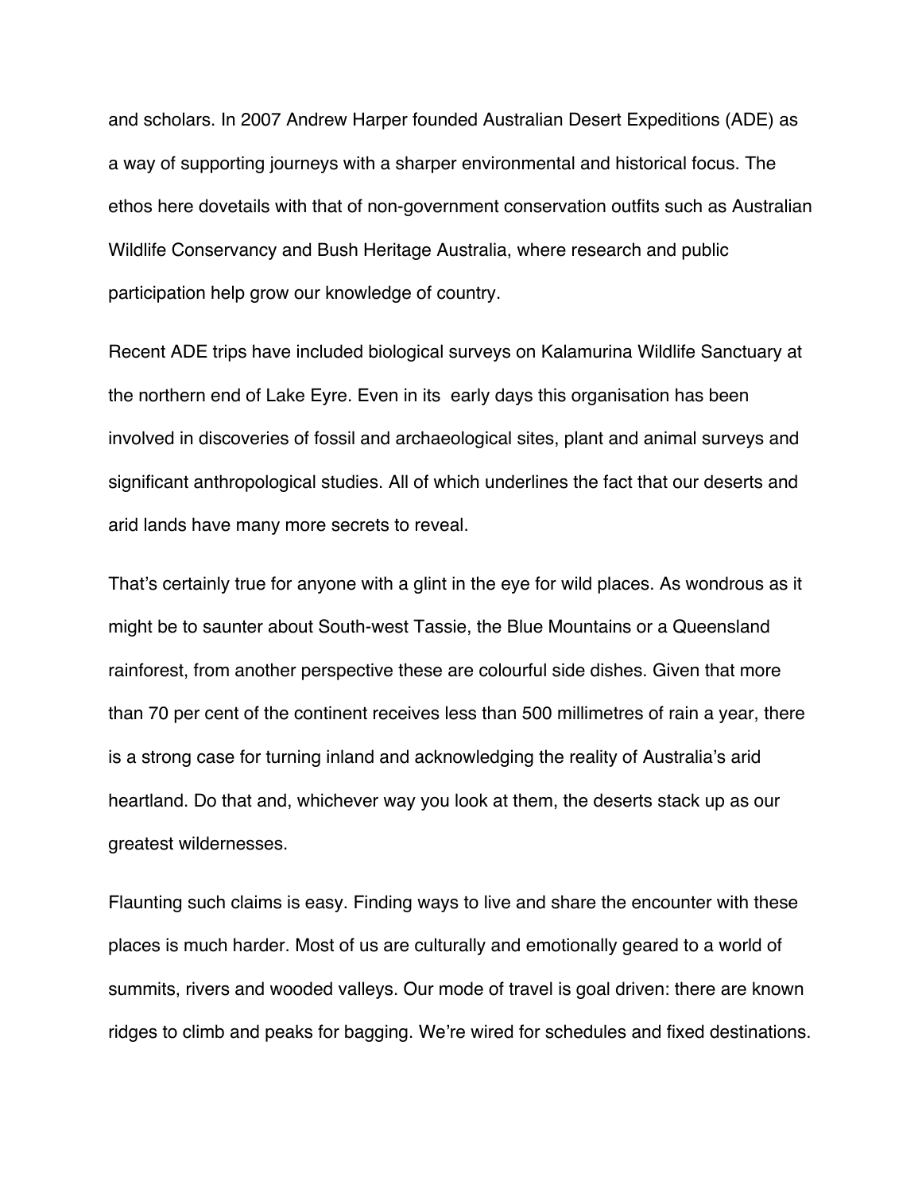and scholars. In 2007 Andrew Harper founded Australian Desert Expeditions (ADE) as a way of supporting journeys with a sharper environmental and historical focus. The ethos here dovetails with that of non-government conservation outfits such as Australian Wildlife Conservancy and Bush Heritage Australia, where research and public participation help grow our knowledge of country.

Recent ADE trips have included biological surveys on Kalamurina Wildlife Sanctuary at the northern end of Lake Eyre. Even in its early days this organisation has been involved in discoveries of fossil and archaeological sites, plant and animal surveys and significant anthropological studies. All of which underlines the fact that our deserts and arid lands have many more secrets to reveal.

That's certainly true for anyone with a glint in the eye for wild places. As wondrous as it might be to saunter about South-west Tassie, the Blue Mountains or a Queensland rainforest, from another perspective these are colourful side dishes. Given that more than 70 per cent of the continent receives less than 500 millimetres of rain a year, there is a strong case for turning inland and acknowledging the reality of Australia's arid heartland. Do that and, whichever way you look at them, the deserts stack up as our greatest wildernesses.

Flaunting such claims is easy. Finding ways to live and share the encounter with these places is much harder. Most of us are culturally and emotionally geared to a world of summits, rivers and wooded valleys. Our mode of travel is goal driven: there are known ridges to climb and peaks for bagging. We're wired for schedules and fixed destinations.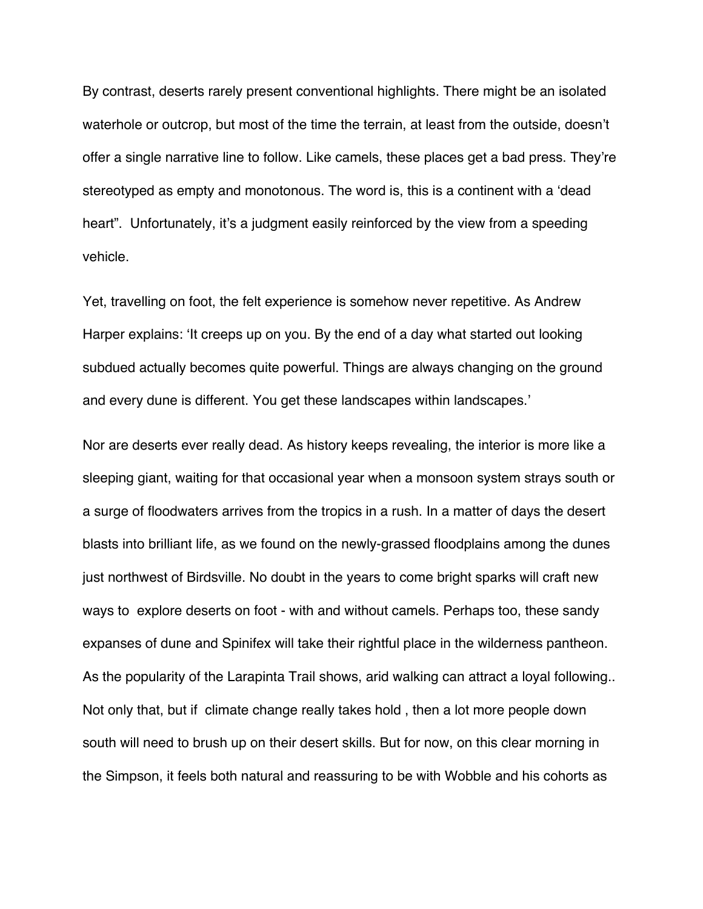By contrast, deserts rarely present conventional highlights. There might be an isolated waterhole or outcrop, but most of the time the terrain, at least from the outside, doesn't offer a single narrative line to follow. Like camels, these places get a bad press. They're stereotyped as empty and monotonous. The word is, this is a continent with a 'dead heart". Unfortunately, it's a judgment easily reinforced by the view from a speeding vehicle.

Yet, travelling on foot, the felt experience is somehow never repetitive. As Andrew Harper explains: 'It creeps up on you. By the end of a day what started out looking subdued actually becomes quite powerful. Things are always changing on the ground and every dune is different. You get these landscapes within landscapes.'

Nor are deserts ever really dead. As history keeps revealing, the interior is more like a sleeping giant, waiting for that occasional year when a monsoon system strays south or a surge of floodwaters arrives from the tropics in a rush. In a matter of days the desert blasts into brilliant life, as we found on the newly-grassed floodplains among the dunes just northwest of Birdsville. No doubt in the years to come bright sparks will craft new ways to explore deserts on foot - with and without camels. Perhaps too, these sandy expanses of dune and Spinifex will take their rightful place in the wilderness pantheon. As the popularity of the Larapinta Trail shows, arid walking can attract a loyal following.. Not only that, but if climate change really takes hold , then a lot more people down south will need to brush up on their desert skills. But for now, on this clear morning in the Simpson, it feels both natural and reassuring to be with Wobble and his cohorts as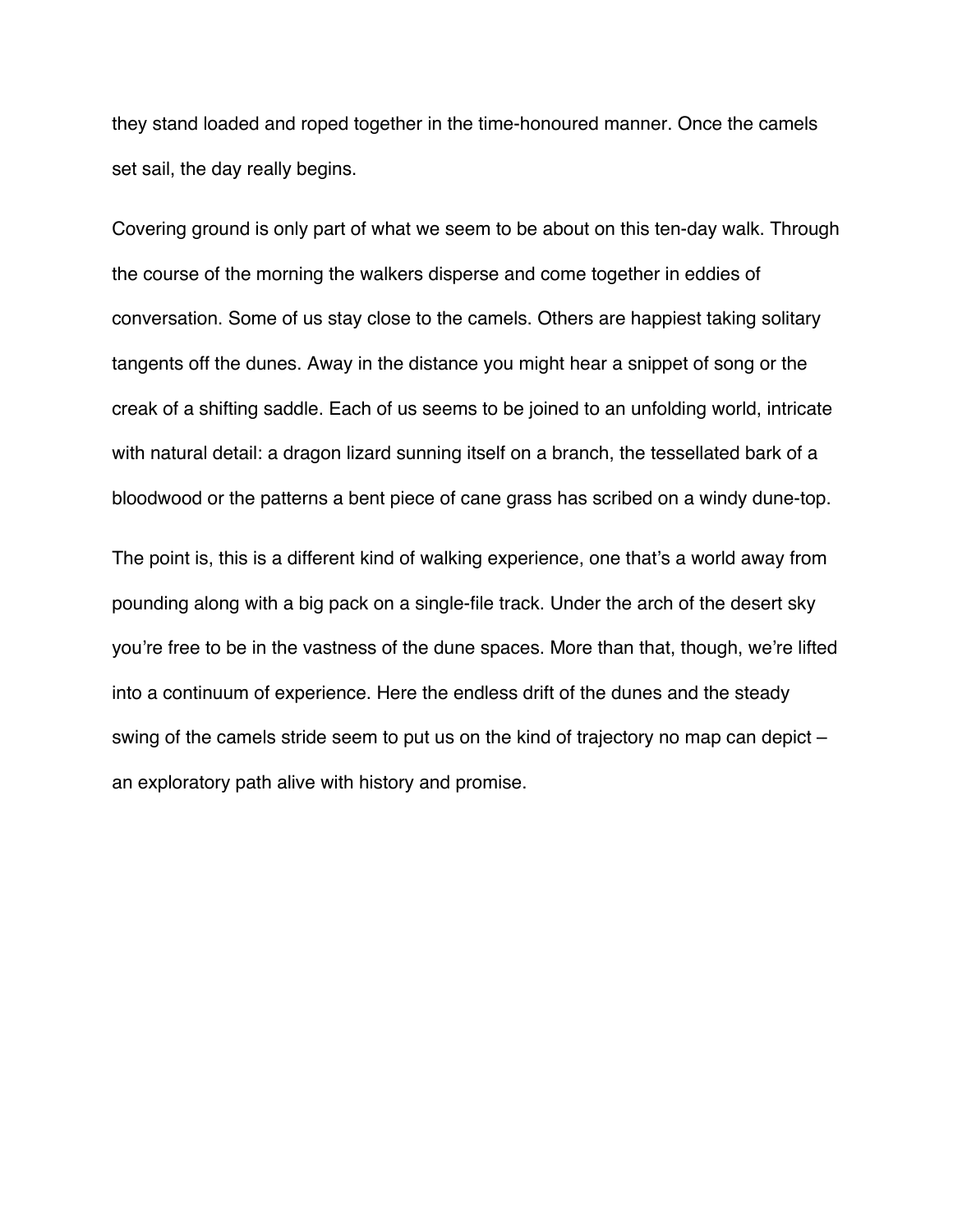they stand loaded and roped together in the time-honoured manner. Once the camels set sail, the day really begins.

Covering ground is only part of what we seem to be about on this ten-day walk. Through the course of the morning the walkers disperse and come together in eddies of conversation. Some of us stay close to the camels. Others are happiest taking solitary tangents off the dunes. Away in the distance you might hear a snippet of song or the creak of a shifting saddle. Each of us seems to be joined to an unfolding world, intricate with natural detail: a dragon lizard sunning itself on a branch, the tessellated bark of a bloodwood or the patterns a bent piece of cane grass has scribed on a windy dune-top.

The point is, this is a different kind of walking experience, one that's a world away from pounding along with a big pack on a single-file track. Under the arch of the desert sky you're free to be in the vastness of the dune spaces. More than that, though, we're lifted into a continuum of experience. Here the endless drift of the dunes and the steady swing of the camels stride seem to put us on the kind of trajectory no map can depict – an exploratory path alive with history and promise.